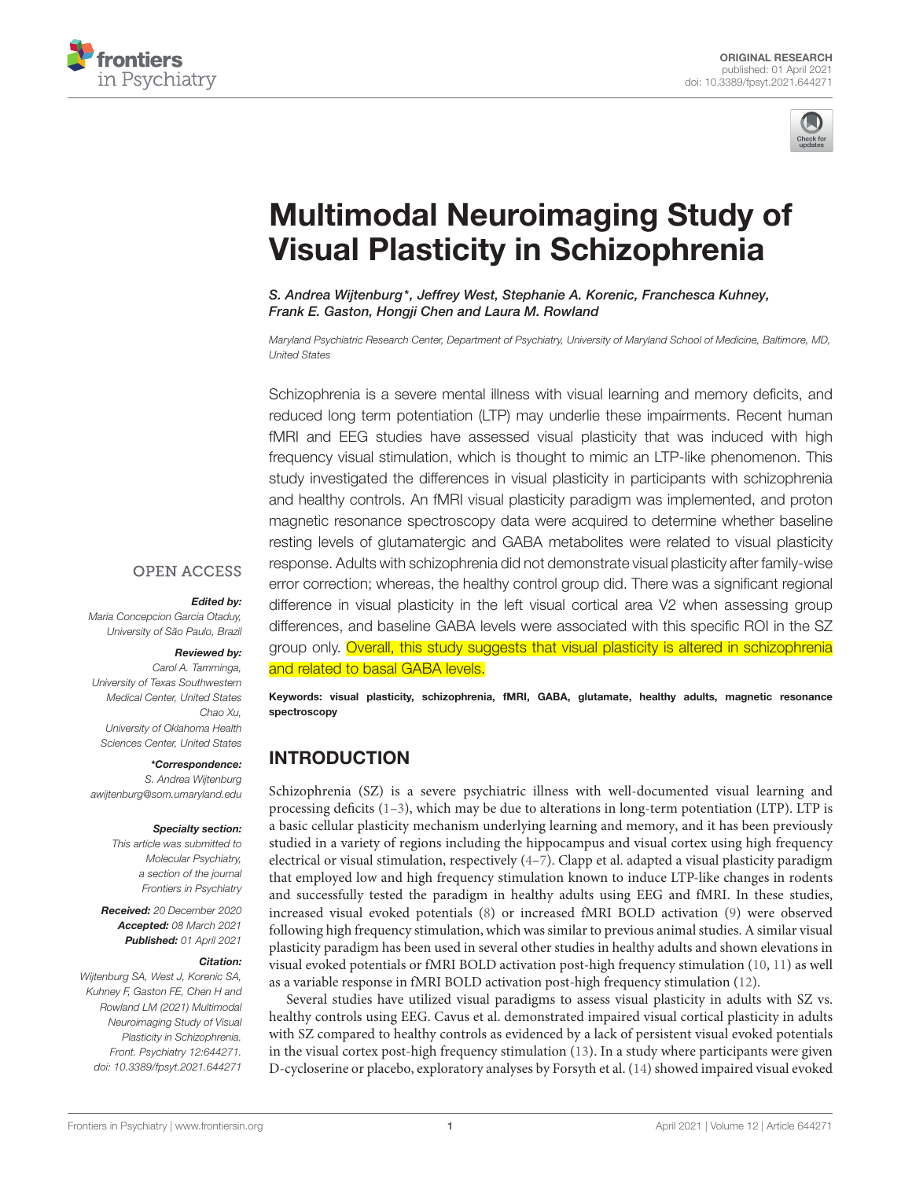ORIGINAL RESEARCH
published: 01 April 2021
doi: 10.3389/fpsyt.2021.644271

# Multimodal Neuroimaging Study of Visual Plasticity in Schizophrenia

*S. Andrea Wijtenburg*, Jeffrey West, Stephanie A. Korenic, Franchesca Kuhney, Frank E. Gaston, Hongji Chen and Laura M. Rowland*

*Maryland Psychiatric Research Center, Department of Psychiatry, University of Maryland School of Medicine, Baltimore, MD, United States*

Schizophrenia is a severe mental illness with visual learning and memory deficits, and reduced long term potentiation (LTP) may underlie these impairments. Recent human fMRI and EEG studies have assessed visual plasticity that was induced with high frequency visual stimulation, which is thought to mimic an LTP-like phenomenon. This study investigated the differences in visual plasticity in participants with schizophrenia and healthy controls. An fMRI visual plasticity paradigm was implemented, and proton magnetic resonance spectroscopy data were acquired to determine whether baseline resting levels of glutamatergic and GABA metabolites were related to visual plasticity response. Adults with schizophrenia did not demonstrate visual plasticity after family-wise error correction; whereas, the healthy control group did. There was a significant regional difference in visual plasticity in the left visual cortical area V2 when assessing group differences, and baseline GABA levels were associated with this specific ROI in the SZ group only. Overall, this study suggests that visual plasticity is altered in schizophrenia and related to basal GABA levels.

**Keywords: visual plasticity, schizophrenia, fMRI, GABA, glutamate, healthy adults, magnetic resonance spectroscopy**

OPEN ACCESS

***Edited by:***
*Maria Concepcion Garcia Otaduy, University of São Paulo, Brazil*

***Reviewed by:***
*Carol A. Tamminga, University of Texas Southwestern Medical Center, United States*
*Chao Xu, University of Oklahoma Health Sciences Center, United States*

***\*Correspondence:***
*S. Andrea Wijtenburg*
*awijtenburg@som.umaryland.edu*

***Specialty section:***
*This article was submitted to Molecular Psychiatry, a section of the journal Frontiers in Psychiatry*

***Received:*** *20 December 2020*
***Accepted:*** *08 March 2021*
***Published:*** *01 April 2021*

***Citation:***
*Wijtenburg SA, West J, Korenic SA, Kuhney F, Gaston FE, Chen H and Rowland LM (2021) Multimodal Neuroimaging Study of Visual Plasticity in Schizophrenia. Front. Psychiatry 12:644271. doi: 10.3389/fpsyt.2021.644271*

## INTRODUCTION

Schizophrenia (SZ) is a severe psychiatric illness with well-documented visual learning and processing deficits (1–3), which may be due to alterations in long-term potentiation (LTP). LTP is a basic cellular plasticity mechanism underlying learning and memory, and it has been previously studied in a variety of regions including the hippocampus and visual cortex using high frequency electrical or visual stimulation, respectively (4–7). Clapp et al. adapted a visual plasticity paradigm that employed low and high frequency stimulation known to induce LTP-like changes in rodents and successfully tested the paradigm in healthy adults using EEG and fMRI. In these studies, increased visual evoked potentials (8) or increased fMRI BOLD activation (9) were observed following high frequency stimulation, which was similar to previous animal studies. A similar visual plasticity paradigm has been used in several other studies in healthy adults and shown elevations in visual evoked potentials or fMRI BOLD activation post-high frequency stimulation (10, 11) as well as a variable response in fMRI BOLD activation post-high frequency stimulation (12).

Several studies have utilized visual paradigms to assess visual plasticity in adults with SZ vs. healthy controls using EEG. Cavus et al. demonstrated impaired visual cortical plasticity in adults with SZ compared to healthy controls as evidenced by a lack of persistent visual evoked potentials in the visual cortex post-high frequency stimulation (13). In a study where participants were given D-cycloserine or placebo, exploratory analyses by Forsyth et al. (14) showed impaired visual evoked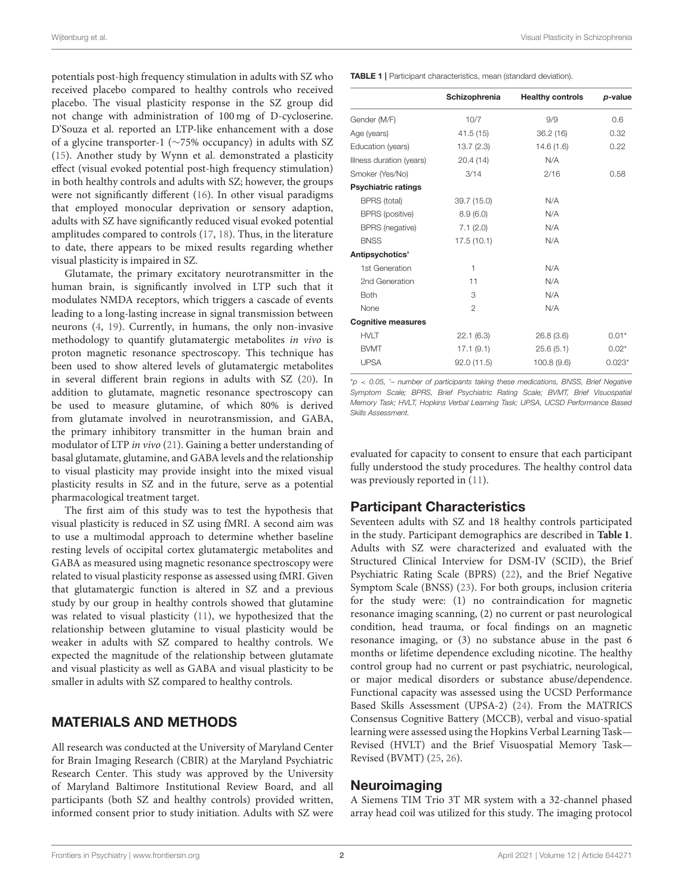potentials post-high frequency stimulation in adults with SZ who received placebo compared to healthy controls who received placebo. The visual plasticity response in the SZ group did not change with administration of 100 mg of D-cycloserine. D'Souza et al. reported an LTP-like enhancement with a dose of a glycine transporter-1 (∼75% occupancy) in adults with SZ (15). Another study by Wynn et al. demonstrated a plasticity effect (visual evoked potential post-high frequency stimulation) in both healthy controls and adults with SZ; however, the groups were not significantly different (16). In other visual paradigms that employed monocular deprivation or sensory adaption, adults with SZ have significantly reduced visual evoked potential amplitudes compared to controls (17, 18). Thus, in the literature to date, there appears to be mixed results regarding whether visual plasticity is impaired in SZ.

Glutamate, the primary excitatory neurotransmitter in the human brain, is significantly involved in LTP such that it modulates NMDA receptors, which triggers a cascade of events leading to a long-lasting increase in signal transmission between neurons (4, 19). Currently, in humans, the only non-invasive methodology to quantify glutamatergic metabolites *in vivo* is proton magnetic resonance spectroscopy. This technique has been used to show altered levels of glutamatergic metabolites in several different brain regions in adults with SZ (20). In addition to glutamate, magnetic resonance spectroscopy can be used to measure glutamine, of which 80% is derived from glutamate involved in neurotransmission, and GABA, the primary inhibitory transmitter in the human brain and modulator of LTP *in vivo* (21). Gaining a better understanding of basal glutamate, glutamine, and GABA levels and the relationship to visual plasticity may provide insight into the mixed visual plasticity results in SZ and in the future, serve as a potential pharmacological treatment target.

The first aim of this study was to test the hypothesis that visual plasticity is reduced in SZ using fMRI. A second aim was to use a multimodal approach to determine whether baseline resting levels of occipital cortex glutamatergic metabolites and GABA as measured using magnetic resonance spectroscopy were related to visual plasticity response as assessed using fMRI. Given that glutamatergic function is altered in SZ and a previous study by our group in healthy controls showed that glutamine was related to visual plasticity (11), we hypothesized that the relationship between glutamine to visual plasticity would be weaker in adults with SZ compared to healthy controls. We expected the magnitude of the relationship between glutamate and visual plasticity as well as GABA and visual plasticity to be smaller in adults with SZ compared to healthy controls.

## MATERIALS AND METHODS

All research was conducted at the University of Maryland Center for Brain Imaging Research (CBIR) at the Maryland Psychiatric Research Center. This study was approved by the University of Maryland Baltimore Institutional Review Board, and all participants (both SZ and healthy controls) provided written, informed consent prior to study initiation. Adults with SZ were evaluated for capacity to consent to ensure that each participant fully understood the study procedures. The healthy control data was previously reported in (11).

**TABLE 1** | Participant characteristics, mean (standard deviation).

| | Schizophrenia | Healthy controls | *p*-value |
|---|---|---|---|
| Gender (M/F) | 10/7 | 9/9 | 0.6 |
| Age (years) | 41.5 (15) | 36.2 (16) | 0.32 |
| Education (years) | 13.7 (2.3) | 14.6 (1.6) | 0.22 |
| Illness duration (years) | 20.4 (14) | N/A | |
| Smoker (Yes/No) | 3/14 | 2/16 | 0.58 |
| **Psychiatric ratings** | | | |
| BPRS (total) | 39.7 (15.0) | N/A | |
| BPRS (positive) | 8.9 (6.0) | N/A | |
| BPRS (negative) | 7.1 (2.0) | N/A | |
| BNSS | 17.5 (10.1) | N/A | |
| **Antipsychotics'** | | | |
| 1st Generation | 1 | N/A | |
| 2nd Generation | 11 | N/A | |
| Both | 3 | N/A | |
| None | 2 | N/A | |
| **Cognitive measures** | | | |
| HVLT | 22.1 (6.3) | 26.8 (3.6) | 0.01* |
| BVMT | 17.1 (9.1) | 25.6 (5.1) | 0.02* |
| UPSA | 92.0 (11.5) | 100.8 (9.6) | 0.023* |

*$p < 0.05$, '– number of participants taking these medications, BNSS, Brief Negative Symptom Scale; BPRS, Brief Psychiatric Rating Scale; BVMT, Brief Visuospatial Memory Task; HVLT, Hopkins Verbal Learning Task; UPSA, UCSD Performance Based Skills Assessment.*

## Participant Characteristics

Seventeen adults with SZ and 18 healthy controls participated in the study. Participant demographics are described in **Table 1**. Adults with SZ were characterized and evaluated with the Structured Clinical Interview for DSM-IV (SCID), the Brief Psychiatric Rating Scale (BPRS) (22), and the Brief Negative Symptom Scale (BNSS) (23). For both groups, inclusion criteria for the study were: (1) no contraindication for magnetic resonance imaging scanning, (2) no current or past neurological condition, head trauma, or focal findings on an magnetic resonance imaging, or (3) no substance abuse in the past 6 months or lifetime dependence excluding nicotine. The healthy control group had no current or past psychiatric, neurological, or major medical disorders or substance abuse/dependence. Functional capacity was assessed using the UCSD Performance Based Skills Assessment (UPSA-2) (24). From the MATRICS Consensus Cognitive Battery (MCCB), verbal and visuo-spatial learning were assessed using the Hopkins Verbal Learning Task—Revised (HVLT) and the Brief Visuospatial Memory Task—Revised (BVMT) (25, 26).

## Neuroimaging

A Siemens TIM Trio 3T MR system with a 32-channel phased array head coil was utilized for this study. The imaging protocol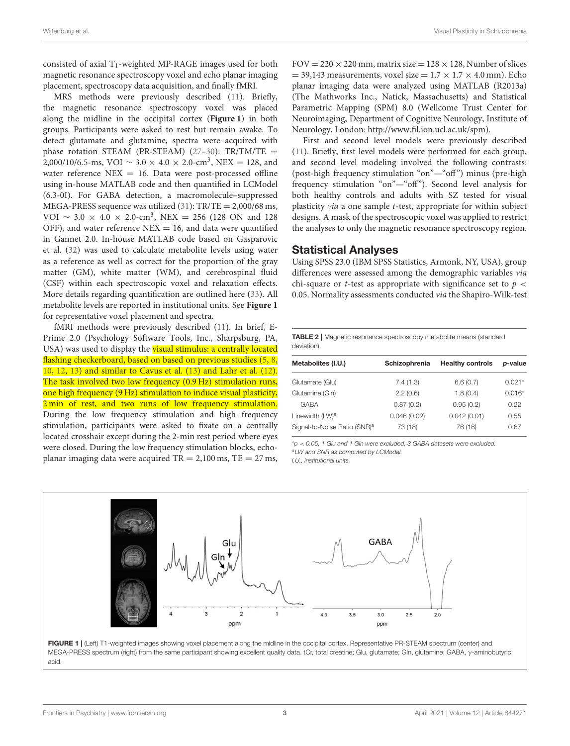consisted of axial $T_1$-weighted MP-RAGE images used for both magnetic resonance spectroscopy voxel and echo planar imaging placement, spectroscopy data acquisition, and finally fMRI.

MRS methods were previously described (11). Briefly, the magnetic resonance spectroscopy voxel was placed along the midline in the occipital cortex (**Figure 1**) in both groups. Participants were asked to rest but remain awake. To detect glutamate and glutamine, spectra were acquired with phase rotation STEAM (PR-STEAM) (27–30): TR/TM/TE = 2,000/10/6.5-ms, VOI ~ 3.0 × 4.0 × 2.0-cm$^3$, NEX = 128, and water reference NEX = 16. Data were post-processed offline using in-house MATLAB code and then quantified in LCModel (6.3-0I). For GABA detection, a macromolecule–suppressed MEGA-PRESS sequence was utilized (31): TR/TE = 2,000/68 ms, VOI ~ 3.0 × 4.0 × 2.0-cm$^3$, NEX = 256 (128 ON and 128 OFF), and water reference NEX = 16, and data were quantified in Gannet 2.0. In-house MATLAB code based on Gasparovic et al. (32) was used to calculate metabolite levels using water as a reference as well as correct for the proportion of the gray matter (GM), white matter (WM), and cerebrospinal fluid (CSF) within each spectroscopic voxel and relaxation effects. More details regarding quantification are outlined here (33). All metabolite levels are reported in institutional units. See **Figure 1** for representative voxel placement and spectra.

fMRI methods were previously described (11). In brief, E-Prime 2.0 (Psychology Software Tools, Inc., Sharpsburg, PA, USA) was used to display the visual stimulus: a centrally located flashing checkerboard, based on based on previous studies (5, 8, 10, 12, 13) and similar to Cavus et al. (13) and Lahr et al. (12). The task involved two low frequency (0.9 Hz) stimulation runs, one high frequency (9 Hz) stimulation to induce visual plasticity, 2 min of rest, and two runs of low frequency stimulation. During the low frequency stimulation and high frequency stimulation, participants were asked to fixate on a centrally located crosshair except during the 2-min rest period where eyes were closed. During the low frequency stimulation blocks, echo-planar imaging data were acquired TR = 2,100 ms, TE = 27 ms, FOV = 220 × 220 mm, matrix size = 128 × 128, Number of slices = 39,143 measurements, voxel size = 1.7 × 1.7 × 4.0 mm). Echo planar imaging data were analyzed using MATLAB (R2013a) (The Mathworks Inc., Natick, Massachusetts) and Statistical Parametric Mapping (SPM) 8.0 (Wellcome Trust Center for Neuroimaging, Department of Cognitive Neurology, Institute of Neurology, London: http://www.fil.ion.ucl.ac.uk/spm).

First and second level models were previously described (11). Briefly, first level models were performed for each group, and second level modeling involved the following contrasts: (post-high frequency stimulation "on"—"off") minus (pre-high frequency stimulation "on"—"off"). Second level analysis for both healthy controls and adults with SZ tested for visual plasticity *via* a one sample *t*-test, appropriate for within subject designs. A mask of the spectroscopic voxel was applied to restrict the analyses to only the magnetic resonance spectroscopy region.

## Statistical Analyses

Using SPSS 23.0 (IBM SPSS Statistics, Armonk, NY, USA), group differences were assessed among the demographic variables *via* chi-square or *t*-test as appropriate with significance set to $p < 0.05$. Normality assessments conducted *via* the Shapiro-Wilk-test

**TABLE 2 |** Magnetic resonance spectroscopy metabolite means (standard deviation).

| Metabolites (I.U.) | Schizophrenia | Healthy controls | *p*-value |
|---|---|---|---|
| Glutamate (Glu) | 7.4 (1.3) | 6.6 (0.7) | 0.021* |
| Glutamine (Gln) | 2.2 (0.6) | 1.8 (0.4) | 0.016* |
| GABA | 0.87 (0.2) | 0.95 (0.2) | 0.22 |
| Linewidth (LW)[a] | 0.046 (0.02) | 0.042 (0.01) | 0.55 |
| Signal-to-Noise Ratio (SNR)[a] | 73 (18) | 76 (16) | 0.67 |

*$p < 0.05$, 1 Glu and 1 Gln were excluded, 3 GABA datasets were excluded.
[a]LW and SNR as computed by LCModel.
I.U., institutional units.

**FIGURE 1 |** (Left) T1-weighted images showing voxel placement along the midline in the occipital cortex. Representative PR-STEAM spectrum (center) and MEGA-PRESS spectrum (right) from the same participant showing excellent quality data. tCr, total creatine; Glu, glutamate; Gln, glutamine; GABA, γ-aminobutyric acid.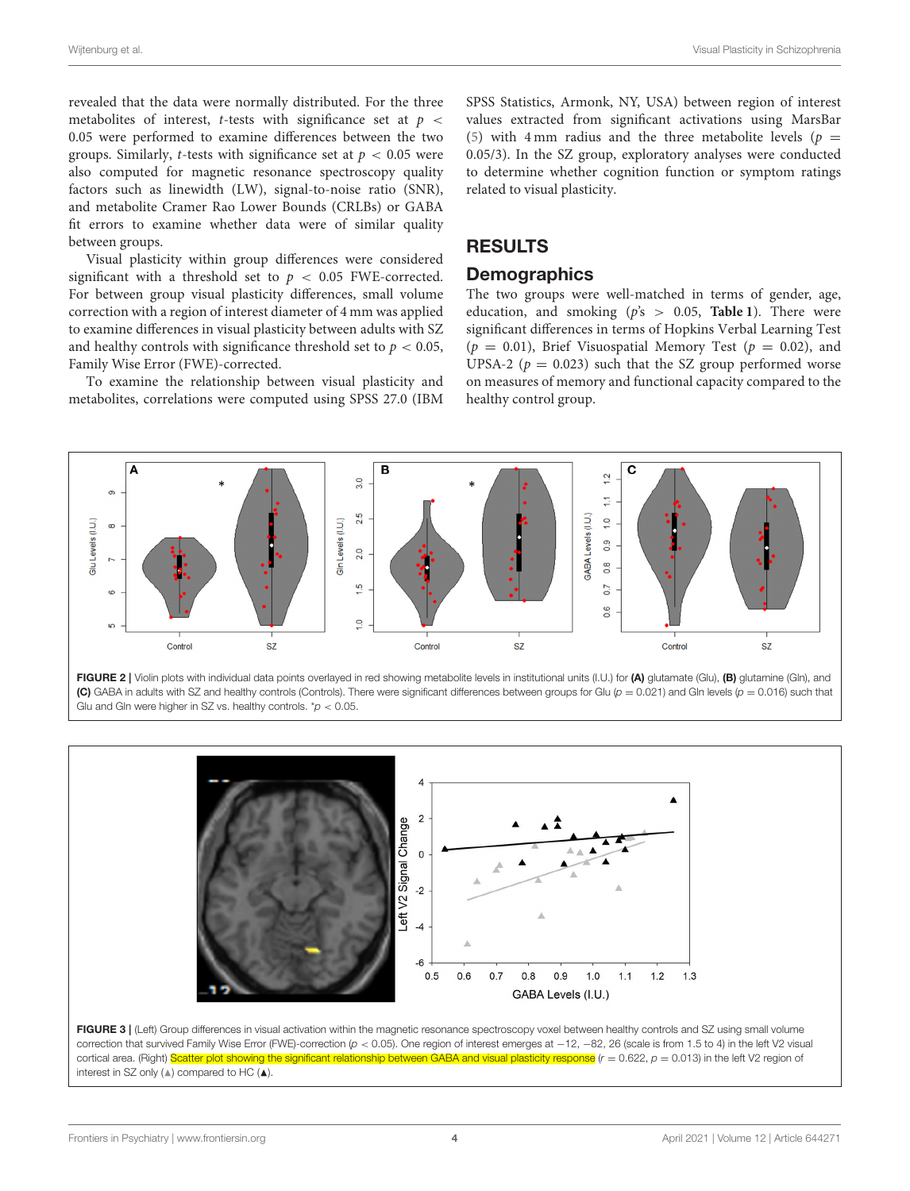revealed that the data were normally distributed. For the three metabolites of interest, *t*-tests with significance set at $p < 0.05$ were performed to examine differences between the two groups. Similarly, *t*-tests with significance set at $p < 0.05$ were also computed for magnetic resonance spectroscopy quality factors such as linewidth (LW), signal-to-noise ratio (SNR), and metabolite Cramer Rao Lower Bounds (CRLBs) or GABA fit errors to examine whether data were of similar quality between groups.

Visual plasticity within group differences were considered significant with a threshold set to $p < 0.05$ FWE-corrected. For between group visual plasticity differences, small volume correction with a region of interest diameter of 4 mm was applied to examine differences in visual plasticity between adults with SZ and healthy controls with significance threshold set to $p < 0.05$, Family Wise Error (FWE)-corrected.

To examine the relationship between visual plasticity and metabolites, correlations were computed using SPSS 27.0 (IBM SPSS Statistics, Armonk, NY, USA) between region of interest values extracted from significant activations using MarsBar (5) with 4 mm radius and the three metabolite levels ($p = 0.05/3$). In the SZ group, exploratory analyses were conducted to determine whether cognition function or symptom ratings related to visual plasticity.

# RESULTS

## Demographics

The two groups were well-matched in terms of gender, age, education, and smoking ($p$'s $> 0.05$, **Table 1**). There were significant differences in terms of Hopkins Verbal Learning Test ($p = 0.01$), Brief Visuospatial Memory Test ($p = 0.02$), and UPSA-2 ($p = 0.023$) such that the SZ group performed worse on measures of memory and functional capacity compared to the healthy control group.

**FIGURE 2 |** Violin plots with individual data points overlayed in red showing metabolite levels in institutional units (I.U.) for **(A)** glutamate (Glu), **(B)** glutamine (Gln), and **(C)** GABA in adults with SZ and healthy controls (Controls). There were significant differences between groups for Glu ($p = 0.021$) and Gln levels ($p = 0.016$) such that Glu and Gln were higher in SZ vs. healthy controls. $^{*}p < 0.05$.

**FIGURE 3 |** (Left) Group differences in visual activation within the magnetic resonance spectroscopy voxel between healthy controls and SZ using small volume correction that survived Family Wise Error (FWE)-correction ($p < 0.05$). One region of interest emerges at −12, −82, 26 (scale is from 1.5 to 4) in the left V2 visual cortical area. (Right) Scatter plot showing the significant relationship between GABA and visual plasticity response ($r = 0.622$, $p = 0.013$) in the left V2 region of interest in SZ only (▲) compared to HC (▲).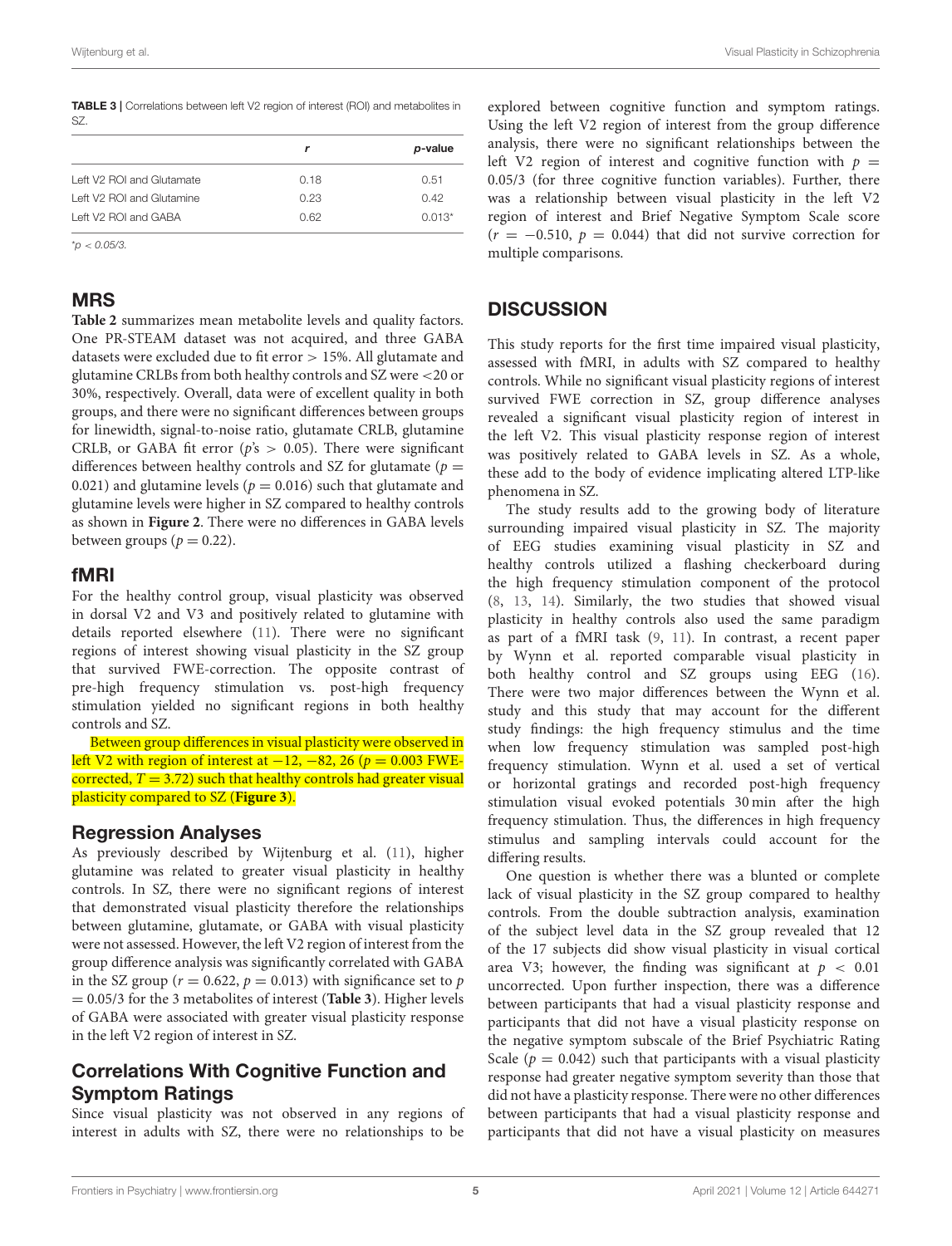**TABLE 3 |** Correlations between left V2 region of interest (ROI) and metabolites in SZ.

| | *r* | *p*-value |
|---|---|---|
| Left V2 ROI and Glutamate | 0.18 | 0.51 |
| Left V2 ROI and Glutamine | 0.23 | 0.42 |
| Left V2 ROI and GABA | 0.62 | 0.013* |

*$p < 0.05/3$.

## MRS

**Table 2** summarizes mean metabolite levels and quality factors. One PR-STEAM dataset was not acquired, and three GABA datasets were excluded due to fit error > 15%. All glutamate and glutamine CRLBs from both healthy controls and SZ were <20 or 30%, respectively. Overall, data were of excellent quality in both groups, and there were no significant differences between groups for linewidth, signal-to-noise ratio, glutamate CRLB, glutamine CRLB, or GABA fit error ($p$'s $> 0.05$). There were significant differences between healthy controls and SZ for glutamate ($p = 0.021$) and glutamine levels ($p = 0.016$) such that glutamate and glutamine levels were higher in SZ compared to healthy controls as shown in **Figure 2**. There were no differences in GABA levels between groups ($p = 0.22$).

## fMRI

For the healthy control group, visual plasticity was observed in dorsal V2 and V3 and positively related to glutamine with details reported elsewhere (11). There were no significant regions of interest showing visual plasticity in the SZ group that survived FWE-correction. The opposite contrast of pre-high frequency stimulation vs. post-high frequency stimulation yielded no significant regions in both healthy controls and SZ.

Between group differences in visual plasticity were observed in left V2 with region of interest at −12, −82, 26 ($p = 0.003$ FWE-corrected, $T = 3.72$) such that healthy controls had greater visual plasticity compared to SZ (**Figure 3**).

## Regression Analyses

As previously described by Wijtenburg et al. (11), higher glutamine was related to greater visual plasticity in healthy controls. In SZ, there were no significant regions of interest that demonstrated visual plasticity therefore the relationships between glutamine, glutamate, or GABA with visual plasticity were not assessed. However, the left V2 region of interest from the group difference analysis was significantly correlated with GABA in the SZ group ($r = 0.622$, $p = 0.013$) with significance set to $p = 0.05/3$ for the 3 metabolites of interest (**Table 3**). Higher levels of GABA were associated with greater visual plasticity response in the left V2 region of interest in SZ.

## Correlations With Cognitive Function and Symptom Ratings

Since visual plasticity was not observed in any regions of interest in adults with SZ, there were no relationships to be explored between cognitive function and symptom ratings. Using the left V2 region of interest from the group difference analysis, there were no significant relationships between the left V2 region of interest and cognitive function with $p = 0.05/3$ (for three cognitive function variables). Further, there was a relationship between visual plasticity in the left V2 region of interest and Brief Negative Symptom Scale score ($r = -0.510$, $p = 0.044$) that did not survive correction for multiple comparisons.

# DISCUSSION

This study reports for the first time impaired visual plasticity, assessed with fMRI, in adults with SZ compared to healthy controls. While no significant visual plasticity regions of interest survived FWE correction in SZ, group difference analyses revealed a significant visual plasticity region of interest in the left V2. This visual plasticity response region of interest was positively related to GABA levels in SZ. As a whole, these add to the body of evidence implicating altered LTP-like phenomena in SZ.

The study results add to the growing body of literature surrounding impaired visual plasticity in SZ. The majority of EEG studies examining visual plasticity in SZ and healthy controls utilized a flashing checkerboard during the high frequency stimulation component of the protocol (8, 13, 14). Similarly, the two studies that showed visual plasticity in healthy controls also used the same paradigm as part of a fMRI task (9, 11). In contrast, a recent paper by Wynn et al. reported comparable visual plasticity in both healthy control and SZ groups using EEG (16). There were two major differences between the Wynn et al. study and this study that may account for the different study findings: the high frequency stimulus and the time when low frequency stimulus was sampled post-high frequency stimulation. Wynn et al. used a set of vertical or horizontal gratings and recorded post-high frequency stimulation visual evoked potentials 30 min after the high frequency stimulus and sampling intervals could account for the differing results.

One question is whether there was a blunted or complete lack of visual plasticity in the SZ group compared to healthy controls. From the double subtraction analysis, examination of the subject level data in the SZ group revealed that 12 of the 17 subjects did show visual plasticity in visual cortical area V3; however, the finding was significant at $p < 0.01$ uncorrected. Upon further inspection, there was a difference between participants that had a visual plasticity response and participants that did not have a visual plasticity response on the negative symptom subscale of the Brief Psychiatric Rating Scale ($p = 0.042$) such that participants with a visual plasticity response had greater negative symptom severity than those that did not have a plasticity response. There were no other differences between participants that had a visual plasticity response and participants that did not have a visual plasticity on measures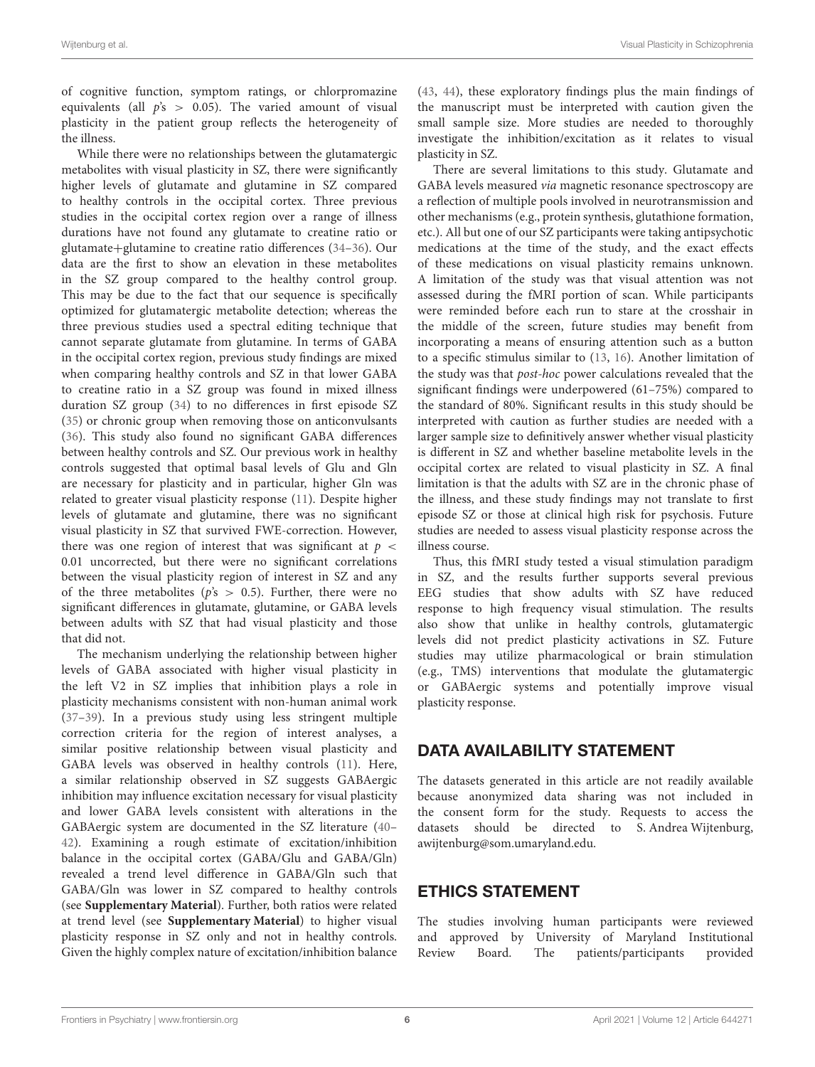of cognitive function, symptom ratings, or chlorpromazine equivalents (all $p$'s $> 0.05$). The varied amount of visual plasticity in the patient group reflects the heterogeneity of the illness.

While there were no relationships between the glutamatergic metabolites with visual plasticity in SZ, there were significantly higher levels of glutamate and glutamine in SZ compared to healthy controls in the occipital cortex. Three previous studies in the occipital cortex region over a range of illness durations have not found any glutamate to creatine ratio or glutamate+glutamine to creatine ratio differences (34–36). Our data are the first to show an elevation in these metabolites in the SZ group compared to the healthy control group. This may be due to the fact that our sequence is specifically optimized for glutamatergic metabolite detection; whereas the three previous studies used a spectral editing technique that cannot separate glutamate from glutamine. In terms of GABA in the occipital cortex region, previous study findings are mixed when comparing healthy controls and SZ in that lower GABA to creatine ratio in a SZ group was found in mixed illness duration SZ group (34) to no differences in first episode SZ (35) or chronic group when removing those on anticonvulsants (36). This study also found no significant GABA differences between healthy controls and SZ. Our previous work in healthy controls suggested that optimal basal levels of Glu and Gln are necessary for plasticity and in particular, higher Gln was related to greater visual plasticity response (11). Despite higher levels of glutamate and glutamine, there was no significant visual plasticity in SZ that survived FWE-correction. However, there was one region of interest that was significant at $p < 0.01$ uncorrected, but there were no significant correlations between the visual plasticity region of interest in SZ and any of the three metabolites ($p$'s $> 0.5$). Further, there were no significant differences in glutamate, glutamine, or GABA levels between adults with SZ that had visual plasticity and those that did not.

The mechanism underlying the relationship between higher levels of GABA associated with higher visual plasticity in the left V2 in SZ implies that inhibition plays a role in plasticity mechanisms consistent with non-human animal work (37–39). In a previous study using less stringent multiple correction criteria for the region of interest analyses, a similar positive relationship between visual plasticity and GABA levels was observed in healthy controls (11). Here, a similar relationship observed in SZ suggests GABAergic inhibition may influence excitation necessary for visual plasticity and lower GABA levels consistent with alterations in the GABAergic system are documented in the SZ literature (40–42). Examining a rough estimate of excitation/inhibition balance in the occipital cortex (GABA/Glu and GABA/Gln) revealed a trend level difference in GABA/Gln such that GABA/Gln was lower in SZ compared to healthy controls (see **Supplementary Material**). Further, both ratios were related at trend level (see **Supplementary Material**) to higher visual plasticity response in SZ only and not in healthy controls. Given the highly complex nature of excitation/inhibition balance (43, 44), these exploratory findings plus the main findings of the manuscript must be interpreted with caution given the small sample size. More studies are needed to thoroughly investigate the inhibition/excitation as it relates to visual plasticity in SZ.

There are several limitations to this study. Glutamate and GABA levels measured *via* magnetic resonance spectroscopy are a reflection of multiple pools involved in neurotransmission and other mechanisms (e.g., protein synthesis, glutathione formation, etc.). All but one of our SZ participants were taking antipsychotic medications at the time of the study, and the exact effects of these medications on visual plasticity remains unknown. A limitation of the study was that visual attention was not assessed during the fMRI portion of scan. While participants were reminded before each run to stare at the crosshair in the middle of the screen, future studies may benefit from incorporating a means of ensuring attention such as a button to a specific stimulus similar to (13, 16). Another limitation of the study was that *post-hoc* power calculations revealed that the significant findings were underpowered (61–75%) compared to the standard of 80%. Significant results in this study should be interpreted with caution as further studies are needed with a larger sample size to definitively answer whether visual plasticity is different in SZ and whether baseline metabolite levels in the occipital cortex are related to visual plasticity in SZ. A final limitation is that the adults with SZ are in the chronic phase of the illness, and these study findings may not translate to first episode SZ or those at clinical high risk for psychosis. Future studies are needed to assess visual plasticity response across the illness course.

Thus, this fMRI study tested a visual stimulation paradigm in SZ, and the results further supports several previous EEG studies that show adults with SZ have reduced response to high frequency visual stimulation. The results also show that unlike in healthy controls, glutamatergic levels did not predict plasticity activations in SZ. Future studies may utilize pharmacological or brain stimulation (e.g., TMS) interventions that modulate the glutamatergic or GABAergic systems and potentially improve visual plasticity response.

## DATA AVAILABILITY STATEMENT

The datasets generated in this article are not readily available because anonymized data sharing was not included in the consent form for the study. Requests to access the datasets should be directed to S. Andrea Wijtenburg, awijtenburg@som.umaryland.edu.

## ETHICS STATEMENT

The studies involving human participants were reviewed and approved by University of Maryland Institutional Review Board. The patients/participants provided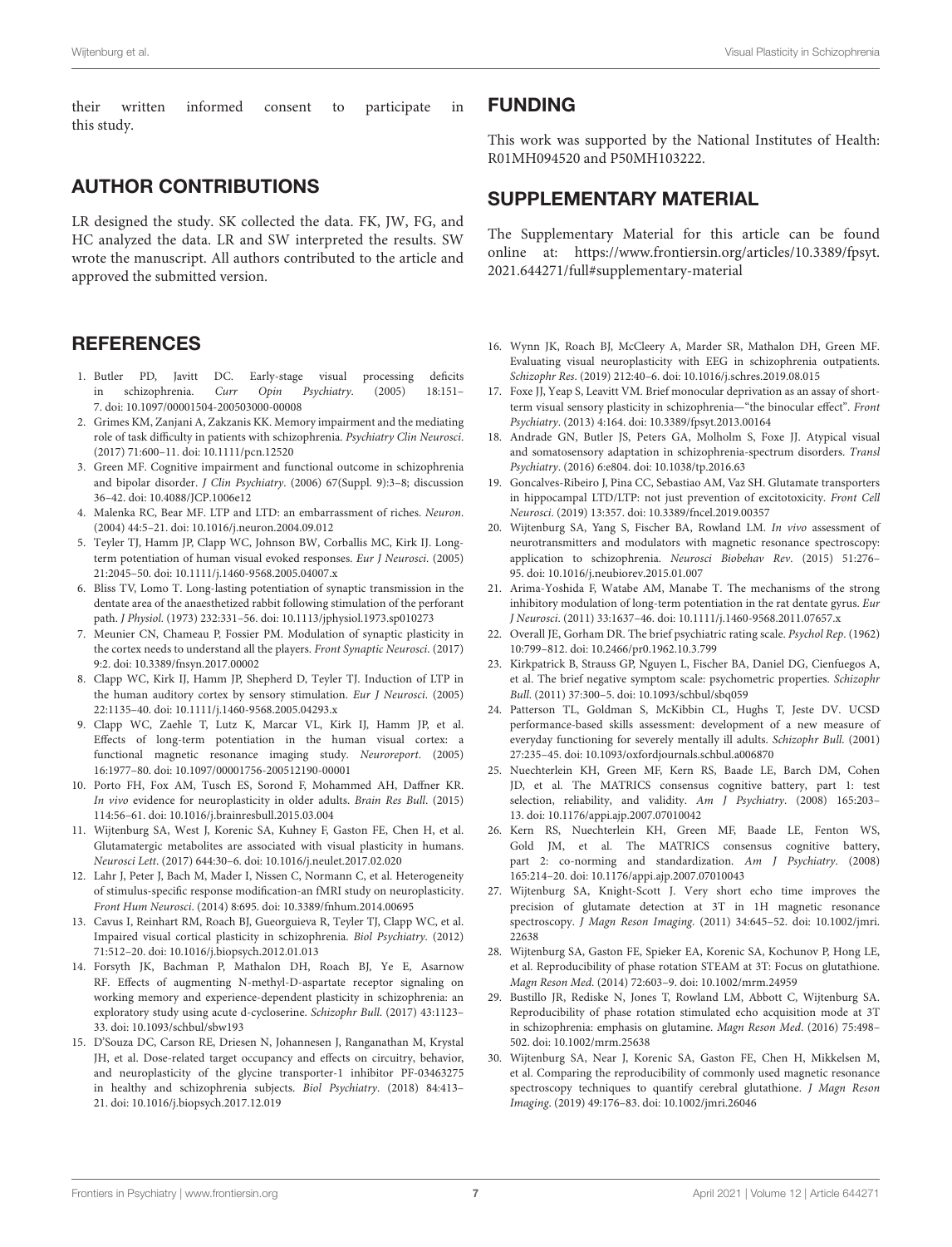their written informed consent to participate in this study.

## AUTHOR CONTRIBUTIONS

LR designed the study. SK collected the data. FK, JW, FG, and HC analyzed the data. LR and SW interpreted the results. SW wrote the manuscript. All authors contributed to the article and approved the submitted version.

## FUNDING

This work was supported by the National Institutes of Health: R01MH094520 and P50MH103222.

## SUPPLEMENTARY MATERIAL

The Supplementary Material for this article can be found online at: https://www.frontiersin.org/articles/10.3389/fpsyt.2021.644271/full#supplementary-material

## REFERENCES

1. Butler PD, Javitt DC. Early-stage visual processing deficits in schizophrenia. *Curr Opin Psychiatry*. (2005) 18:151–7. doi: 10.1097/00001504-200503000-00008
2. Grimes KM, Zanjani A, Zakzanis KK. Memory impairment and the mediating role of task difficulty in patients with schizophrenia. *Psychiatry Clin Neurosci*. (2017) 71:600–11. doi: 10.1111/pcn.12520
3. Green MF. Cognitive impairment and functional outcome in schizophrenia and bipolar disorder. *J Clin Psychiatry*. (2006) 67(Suppl. 9):3–8; discussion 36–42. doi: 10.4088/JCP.1006e12
4. Malenka RC, Bear MF. LTP and LTD: an embarrassment of riches. *Neuron*. (2004) 44:5–21. doi: 10.1016/j.neuron.2004.09.012
5. Teyler TJ, Hamm JP, Clapp WC, Johnson BW, Corballis MC, Kirk IJ. Long-term potentiation of human visual evoked responses. *Eur J Neurosci*. (2005) 21:2045–50. doi: 10.1111/j.1460-9568.2005.04007.x
6. Bliss TV, Lomo T. Long-lasting potentiation of synaptic transmission in the dentate area of the anaesthetized rabbit following stimulation of the perforant path. *J Physiol*. (1973) 232:331–56. doi: 10.1113/jphysiol.1973.sp010273
7. Meunier CN, Chameau P, Fossier PM. Modulation of synaptic plasticity in the cortex needs to understand all the players. *Front Synaptic Neurosci*. (2017) 9:2. doi: 10.3389/fnsyn.2017.00002
8. Clapp WC, Kirk IJ, Hamm JP, Shepherd D, Teyler TJ. Induction of LTP in the human auditory cortex by sensory stimulation. *Eur J Neurosci*. (2005) 22:1135–40. doi: 10.1111/j.1460-9568.2005.04293.x
9. Clapp WC, Zaehle T, Lutz K, Marcar VL, Kirk IJ, Hamm JP, et al. Effects of long-term potentiation in the human visual cortex: a functional magnetic resonance imaging study. *Neuroreport*. (2005) 16:1977–80. doi: 10.1097/00001756-200512190-00001
10. Porto FH, Fox AM, Tusch ES, Sorond F, Mohammed AH, Daffner KR. *In vivo* evidence for neuroplasticity in older adults. *Brain Res Bull*. (2015) 114:56–61. doi: 10.1016/j.brainresbull.2015.03.004
11. Wijtenburg SA, West J, Korenic SA, Kuhney F, Gaston FE, Chen H, et al. Glutamatergic metabolites are associated with visual plasticity in humans. *Neurosci Lett*. (2017) 644:30–6. doi: 10.1016/j.neulet.2017.02.020
12. Lahr J, Peter J, Bach M, Mader I, Nissen C, Normann C, et al. Heterogeneity of stimulus-specific response modification-an fMRI study on neuroplasticity. *Front Hum Neurosci*. (2014) 8:695. doi: 10.3389/fnhum.2014.00695
13. Cavus I, Reinhart RM, Roach BJ, Gueorguieva R, Teyler TJ, Clapp WC, et al. Impaired visual cortical plasticity in schizophrenia. *Biol Psychiatry*. (2012) 71:512–20. doi: 10.1016/j.biopsych.2012.01.013
14. Forsyth JK, Bachman P, Mathalon DH, Roach BJ, Ye E, Asarnow RF. Effects of augmenting N-methyl-D-aspartate receptor signaling on working memory and experience-dependent plasticity in schizophrenia: an exploratory study using acute d-cycloserine. *Schizophr Bull*. (2017) 43:1123–33. doi: 10.1093/schbul/sbw193
15. D'Souza DC, Carson RE, Driesen N, Johannesen J, Ranganathan M, Krystal JH, et al. Dose-related target occupancy and effects on circuitry, behavior, and neuroplasticity of the glycine transporter-1 inhibitor PF-03463275 in healthy and schizophrenia subjects. *Biol Psychiatry*. (2018) 84:413–21. doi: 10.1016/j.biopsych.2017.12.019
16. Wynn JK, Roach BJ, McCleery A, Marder SR, Mathalon DH, Green MF. Evaluating visual neuroplasticity with EEG in schizophrenia outpatients. *Schizophr Res*. (2019) 212:40–6. doi: 10.1016/j.schres.2019.08.015
17. Foxe JJ, Yeap S, Leavitt VM. Brief monocular deprivation as an assay of short-term visual sensory plasticity in schizophrenia—"the binocular effect". *Front Psychiatry*. (2013) 4:164. doi: 10.3389/fpsyt.2013.00164
18. Andrade GN, Butler JS, Peters GA, Molholm S, Foxe JJ. Atypical visual and somatosensory adaptation in schizophrenia-spectrum disorders. *Transl Psychiatry*. (2016) 6:e804. doi: 10.1038/tp.2016.63
19. Goncalves-Ribeiro J, Pina CC, Sebastiao AM, Vaz SH. Glutamate transporters in hippocampal LTD/LTP: not just prevention of excitotoxicity. *Front Cell Neurosci*. (2019) 13:357. doi: 10.3389/fncel.2019.00357
20. Wijtenburg SA, Yang S, Fischer BA, Rowland LM. *In vivo* assessment of neurotransmitters and modulators with magnetic resonance spectroscopy: application to schizophrenia. *Neurosci Biobehav Rev*. (2015) 51:276–95. doi: 10.1016/j.neubiorev.2015.01.007
21. Arima-Yoshida F, Watabe AM, Manabe T. The mechanisms of the strong inhibitory modulation of long-term potentiation in the rat dentate gyrus. *Eur J Neurosci*. (2011) 33:1637–46. doi: 10.1111/j.1460-9568.2011.07657.x
22. Overall JE, Gorham DR. The brief psychiatric rating scale. *Psychol Rep*. (1962) 10:799–812. doi: 10.2466/pr0.1962.10.3.799
23. Kirkpatrick B, Strauss GP, Nguyen L, Fischer BA, Daniel DG, Cienfuegos A, et al. The brief negative symptom scale: psychometric properties. *Schizophr Bull*. (2011) 37:300–5. doi: 10.1093/schbul/sbq059
24. Patterson TL, Goldman S, McKibbin CL, Hughs T, Jeste DV. UCSD performance-based skills assessment: development of a new measure of everyday functioning for severely mentally ill adults. *Schizophr Bull*. (2001) 27:235–45. doi: 10.1093/oxfordjournals.schbul.a006870
25. Nuechterlein KH, Green MF, Kern RS, Baade LE, Barch DM, Cohen JD, et al. The MATRICS consensus cognitive battery, part 1: test selection, reliability, and validity. *Am J Psychiatry*. (2008) 165:203–13. doi: 10.1176/appi.ajp.2007.07010042
26. Kern RS, Nuechterlein KH, Green MF, Baade LE, Fenton WS, Gold JM, et al. The MATRICS consensus cognitive battery, part 2: co-norming and standardization. *Am J Psychiatry*. (2008) 165:214–20. doi: 10.1176/appi.ajp.2007.07010043
27. Wijtenburg SA, Knight-Scott J. Very short echo time improves the precision of glutamate detection at 3T in 1H magnetic resonance spectroscopy. *J Magn Reson Imaging*. (2011) 34:645–52. doi: 10.1002/jmri.22638
28. Wijtenburg SA, Gaston FE, Spieker EA, Korenic SA, Kochunov P, Hong LE, et al. Reproducibility of phase rotation STEAM at 3T: Focus on glutathione. *Magn Reson Med*. (2014) 72:603–9. doi: 10.1002/mrm.24959
29. Bustillo JR, Rediske N, Jones T, Rowland LM, Abbott C, Wijtenburg SA. Reproducibility of phase rotation stimulated echo acquisition mode at 3T in schizophrenia: emphasis on glutamine. *Magn Reson Med*. (2016) 75:498–502. doi: 10.1002/mrm.25638
30. Wijtenburg SA, Near J, Korenic SA, Gaston FE, Chen H, Mikkelsen M, et al. Comparing the reproducibility of commonly used magnetic resonance spectroscopy techniques to quantify cerebral glutathione. *J Magn Reson Imaging*. (2019) 49:176–83. doi: 10.1002/jmri.26046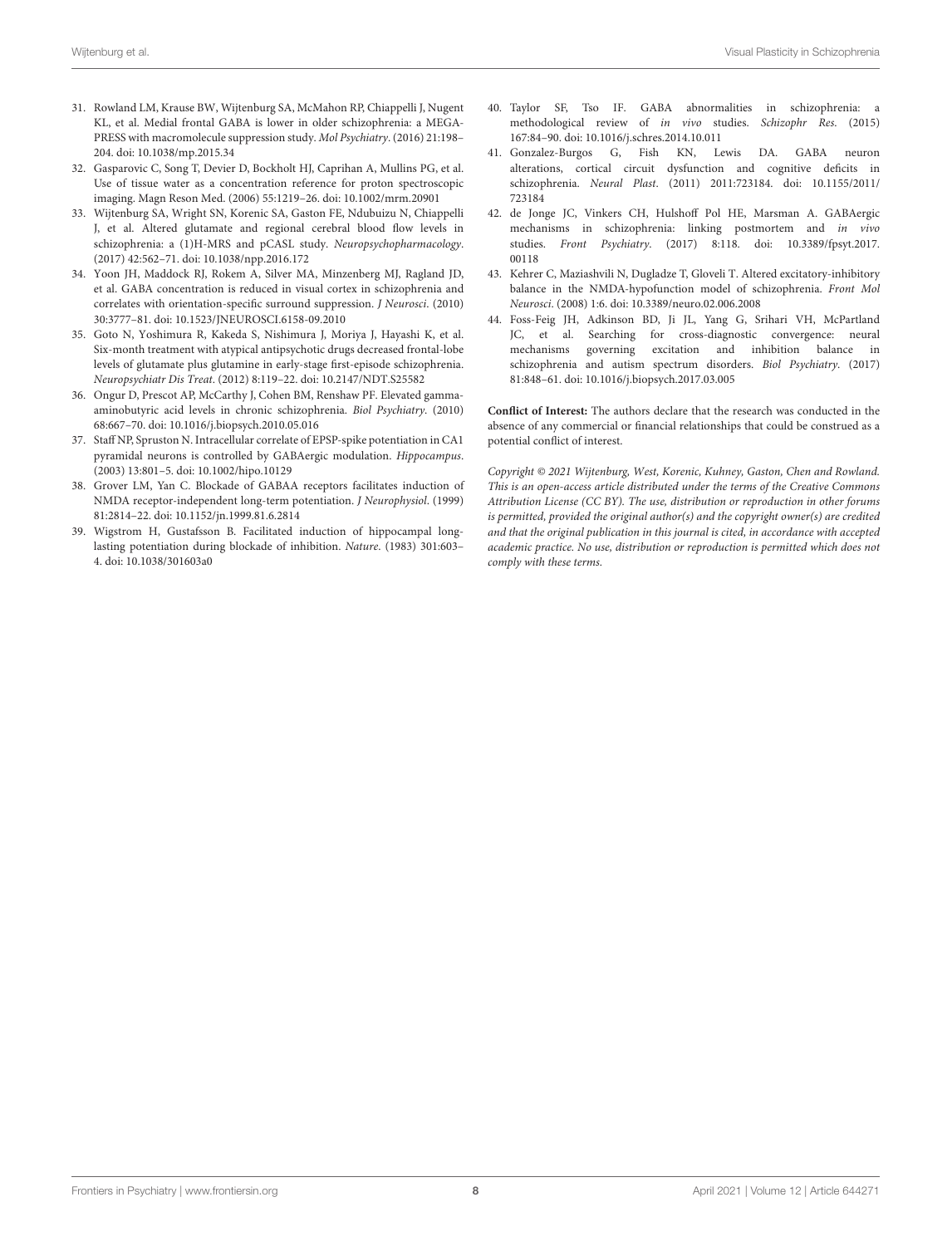31. Rowland LM, Krause BW, Wijtenburg SA, McMahon RP, Chiappelli J, Nugent KL, et al. Medial frontal GABA is lower in older schizophrenia: a MEGA-PRESS with macromolecule suppression study. *Mol Psychiatry*. (2016) 21:198–204. doi: 10.1038/mp.2015.34
32. Gasparovic C, Song T, Devier D, Bockholt HJ, Caprihan A, Mullins PG, et al. Use of tissue water as a concentration reference for proton spectroscopic imaging. Magn Reson Med. (2006) 55:1219–26. doi: 10.1002/mrm.20901
33. Wijtenburg SA, Wright SN, Korenic SA, Gaston FE, Ndubuizu N, Chiappelli J, et al. Altered glutamate and regional cerebral blood flow levels in schizophrenia: a (1)H-MRS and pCASL study. *Neuropsychopharmacology*. (2017) 42:562–71. doi: 10.1038/npp.2016.172
34. Yoon JH, Maddock RJ, Rokem A, Silver MA, Minzenberg MJ, Ragland JD, et al. GABA concentration is reduced in visual cortex in schizophrenia and correlates with orientation-specific surround suppression. *J Neurosci*. (2010) 30:3777–81. doi: 10.1523/JNEUROSCI.6158-09.2010
35. Goto N, Yoshimura R, Kakeda S, Nishimura J, Moriya J, Hayashi K, et al. Six-month treatment with atypical antipsychotic drugs decreased frontal-lobe levels of glutamate plus glutamine in early-stage first-episode schizophrenia. *Neuropsychiatr Dis Treat*. (2012) 8:119–22. doi: 10.2147/NDT.S25582
36. Ongur D, Prescot AP, McCarthy J, Cohen BM, Renshaw PF. Elevated gamma-aminobutyric acid levels in chronic schizophrenia. *Biol Psychiatry*. (2010) 68:667–70. doi: 10.1016/j.biopsych.2010.05.016
37. Staff NP, Spruston N. Intracellular correlate of EPSP-spike potentiation in CA1 pyramidal neurons is controlled by GABAergic modulation. *Hippocampus*. (2003) 13:801–5. doi: 10.1002/hipo.10129
38. Grover LM, Yan C. Blockade of GABAA receptors facilitates induction of NMDA receptor-independent long-term potentiation. *J Neurophysiol*. (1999) 81:2814–22. doi: 10.1152/jn.1999.81.6.2814
39. Wigstrom H, Gustafsson B. Facilitated induction of hippocampal long-lasting potentiation during blockade of inhibition. *Nature*. (1983) 301:603–4. doi: 10.1038/301603a0
40. Taylor SF, Tso IF. GABA abnormalities in schizophrenia: a methodological review of *in vivo* studies. *Schizophr Res*. (2015) 167:84–90. doi: 10.1016/j.schres.2014.10.011
41. Gonzalez-Burgos G, Fish KN, Lewis DA. GABA neuron alterations, cortical circuit dysfunction and cognitive deficits in schizophrenia. *Neural Plast*. (2011) 2011:723184. doi: 10.1155/2011/723184
42. de Jonge JC, Vinkers CH, Hulshoff Pol HE, Marsman A. GABAergic mechanisms in schizophrenia: linking postmortem and *in vivo* studies. *Front Psychiatry*. (2017) 8:118. doi: 10.3389/fpsyt.2017.00118
43. Kehrer C, Maziashvili N, Dugladze T, Gloveli T. Altered excitatory-inhibitory balance in the NMDA-hypofunction model of schizophrenia. *Front Mol Neurosci*. (2008) 1:6. doi: 10.3389/neuro.02.006.2008
44. Foss-Feig JH, Adkinson BD, Ji JL, Yang G, Srihari VH, McPartland JC, et al. Searching for cross-diagnostic convergence: neural mechanisms governing excitation and inhibition balance in schizophrenia and autism spectrum disorders. *Biol Psychiatry*. (2017) 81:848–61. doi: 10.1016/j.biopsych.2017.03.005

**Conflict of Interest:** The authors declare that the research was conducted in the absence of any commercial or financial relationships that could be construed as a potential conflict of interest.

*Copyright © 2021 Wijtenburg, West, Korenic, Kuhney, Gaston, Chen and Rowland. This is an open-access article distributed under the terms of the Creative Commons Attribution License (CC BY). The use, distribution or reproduction in other forums is permitted, provided the original author(s) and the copyright owner(s) are credited and that the original publication in this journal is cited, in accordance with accepted academic practice. No use, distribution or reproduction is permitted which does not comply with these terms.*